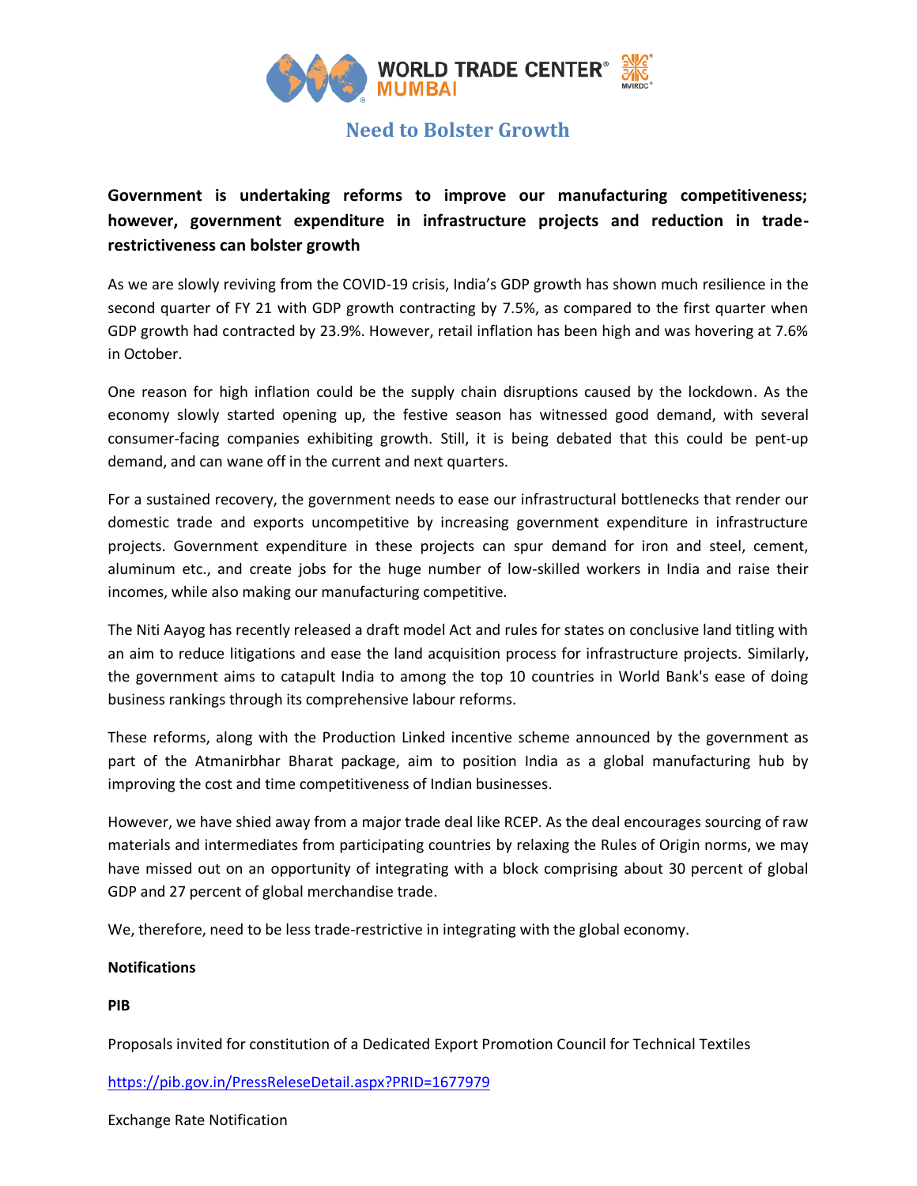# Need to Bolster Growth

**Government is undertaking reforms to improve our manufacturing competitiveness; however, government expenditure in infrastructure projects and reduction in trade-restrictiveness can bolster growth**

As we are slowly reviving from the COVID-19 crisis, India's GDP growth has shown much resilience in the second quarter of FY 21 with GDP growth contracting by 7.5%, as compared to the first quarter when GDP growth had contracted by 23.9%. However, retail inflation has been high and was hovering at 7.6% in October.

One reason for high inflation could be the supply chain disruptions caused by the lockdown. As the economy slowly started opening up, the festive season has witnessed good demand, with several consumer-facing companies exhibiting growth. Still, it is being debated that this could be pent-up demand, and can wane off in the current and next quarters.

For a sustained recovery, the government needs to ease our infrastructural bottlenecks that render our domestic trade and exports uncompetitive by increasing government expenditure in infrastructure projects. Government expenditure in these projects can spur demand for iron and steel, cement, aluminum etc., and create jobs for the huge number of low-skilled workers in India and raise their incomes, while also making our manufacturing competitive.

The Niti Aayog has recently released a draft model Act and rules for states on conclusive land titling with an aim to reduce litigations and ease the land acquisition process for infrastructure projects. Similarly, the government aims to catapult India to among the top 10 countries in World Bank's ease of doing business rankings through its comprehensive labour reforms.

These reforms, along with the Production Linked incentive scheme announced by the government as part of the Atmanirbhar Bharat package, aim to position India as a global manufacturing hub by improving the cost and time competitiveness of Indian businesses.

However, we have shied away from a major trade deal like RCEP. As the deal encourages sourcing of raw materials and intermediates from participating countries by relaxing the Rules of Origin norms, we may have missed out on an opportunity of integrating with a block comprising about 30 percent of global GDP and 27 percent of global merchandise trade.

We, therefore, need to be less trade-restrictive in integrating with the global economy.

**Notifications**

**PIB**

Proposals invited for constitution of a Dedicated Export Promotion Council for Technical Textiles

https://pib.gov.in/PressReleseDetail.aspx?PRID=1677979

Exchange Rate Notification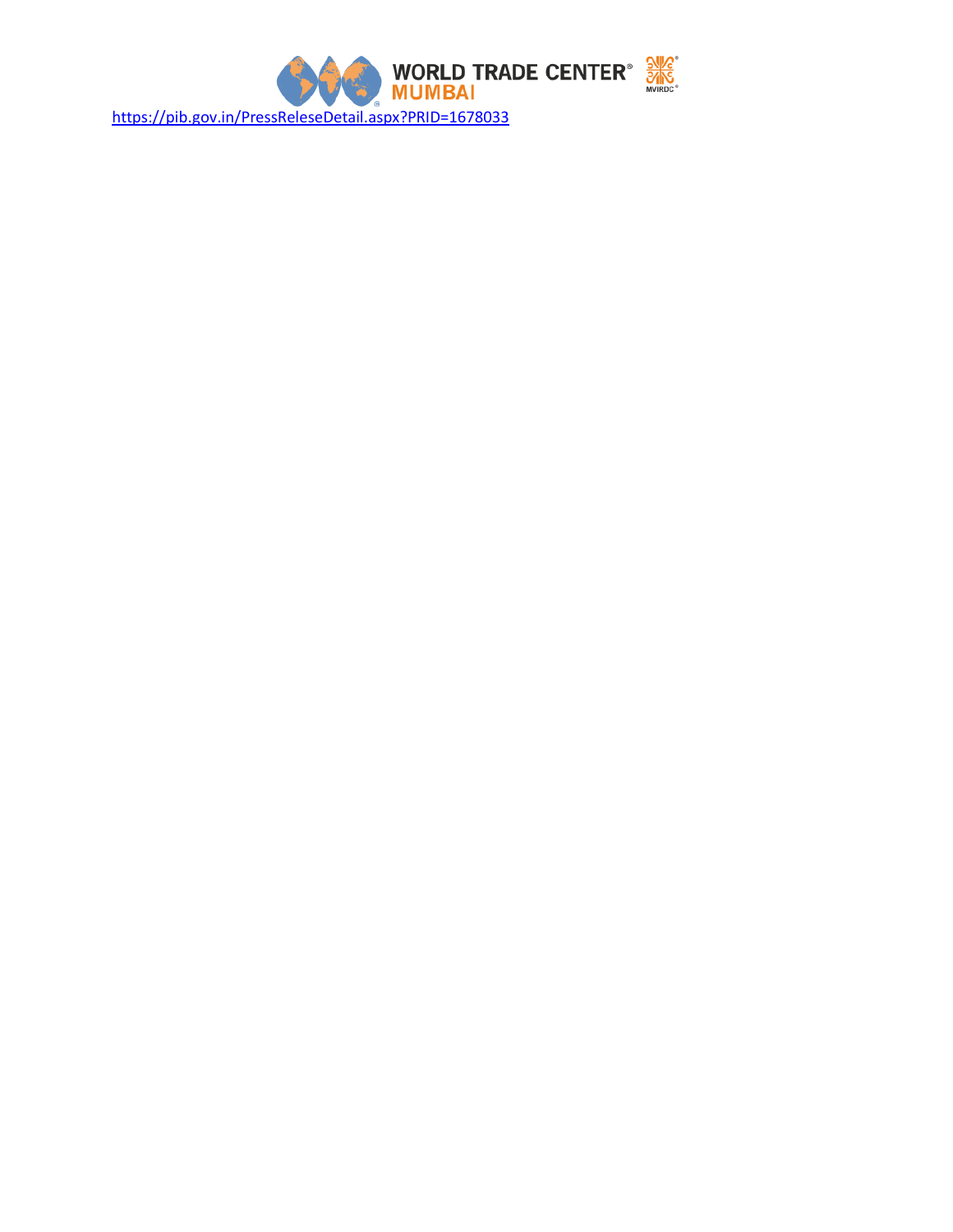https://pib.gov.in/PressReleseDetail.aspx?PRID=1678033